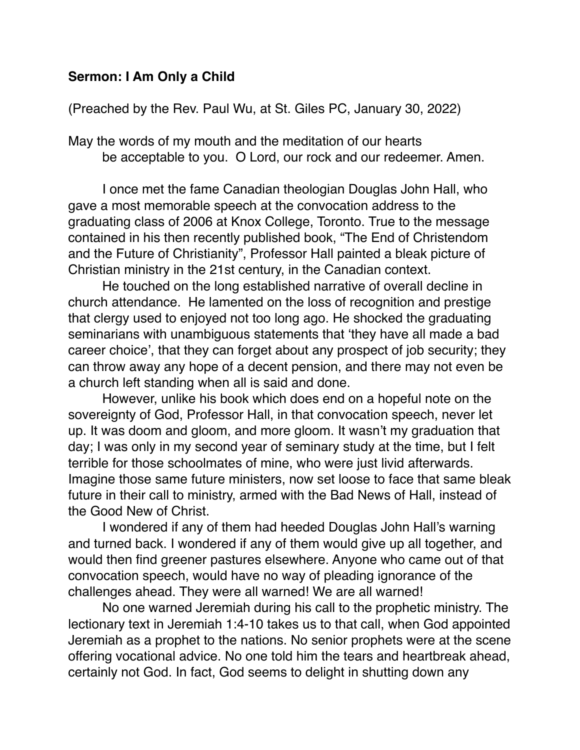**Sermon: I Am Only a Child**

(Preached by the Rev. Paul Wu, at St. Giles PC, January 30, 2022)

May the words of my mouth and the meditation of our hearts
be acceptable to you. O Lord, our rock and our redeemer. Amen.

I once met the fame Canadian theologian Douglas John Hall, who gave a most memorable speech at the convocation address to the graduating class of 2006 at Knox College, Toronto. True to the message contained in his then recently published book, "The End of Christendom and the Future of Christianity", Professor Hall painted a bleak picture of Christian ministry in the 21st century, in the Canadian context.

He touched on the long established narrative of overall decline in church attendance. He lamented on the loss of recognition and prestige that clergy used to enjoyed not too long ago. He shocked the graduating seminarians with unambiguous statements that 'they have all made a bad career choice', that they can forget about any prospect of job security; they can throw away any hope of a decent pension, and there may not even be a church left standing when all is said and done.

However, unlike his book which does end on a hopeful note on the sovereignty of God, Professor Hall, in that convocation speech, never let up. It was doom and gloom, and more gloom. It wasn't my graduation that day; I was only in my second year of seminary study at the time, but I felt terrible for those schoolmates of mine, who were just livid afterwards. Imagine those same future ministers, now set loose to face that same bleak future in their call to ministry, armed with the Bad News of Hall, instead of the Good New of Christ.

I wondered if any of them had heeded Douglas John Hall's warning and turned back. I wondered if any of them would give up all together, and would then find greener pastures elsewhere. Anyone who came out of that convocation speech, would have no way of pleading ignorance of the challenges ahead. They were all warned! We are all warned!

No one warned Jeremiah during his call to the prophetic ministry. The lectionary text in Jeremiah 1:4-10 takes us to that call, when God appointed Jeremiah as a prophet to the nations. No senior prophets were at the scene offering vocational advice. No one told him the tears and heartbreak ahead, certainly not God. In fact, God seems to delight in shutting down any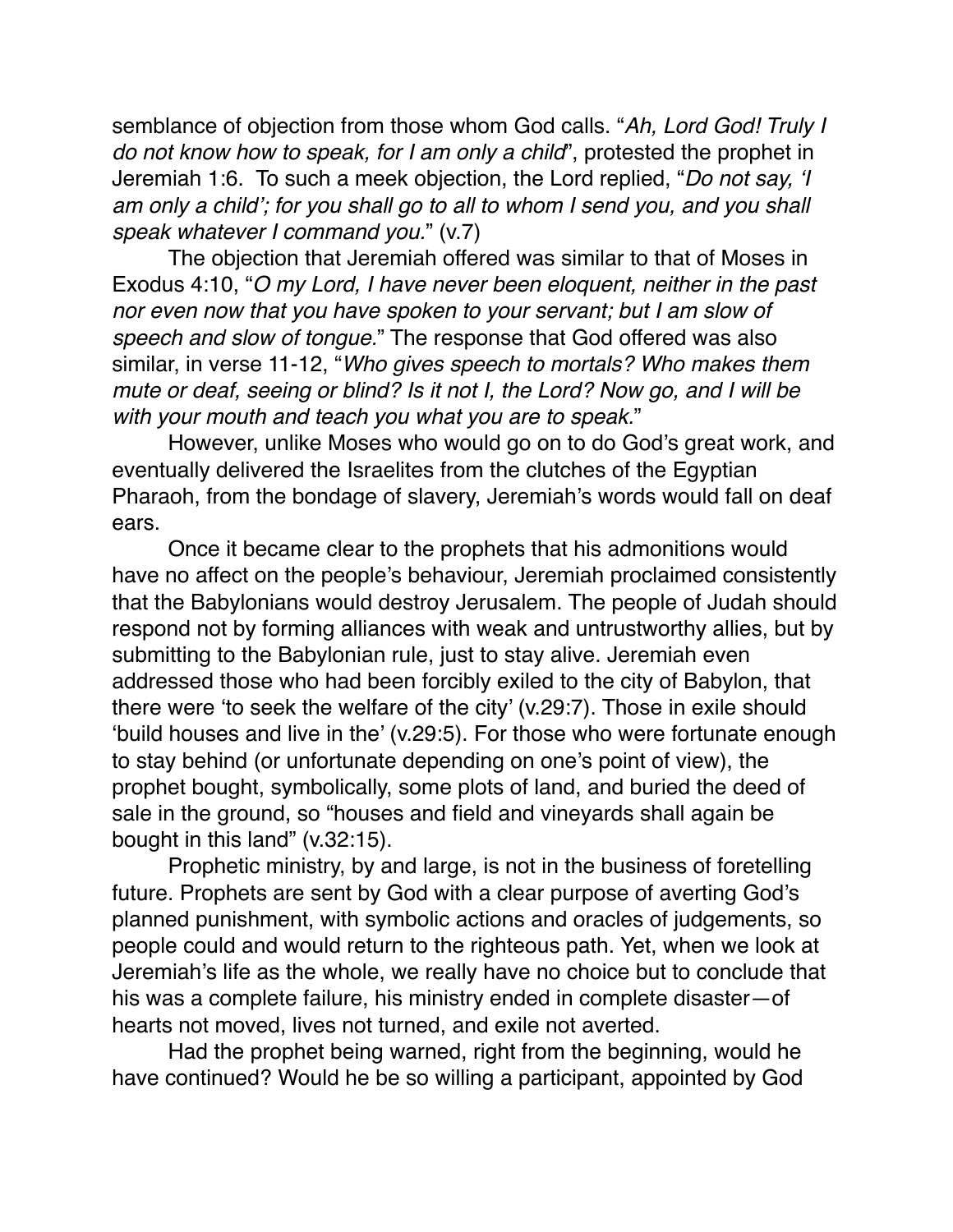semblance of objection from those whom God calls. "*Ah, Lord God! Truly I do not know how to speak, for I am only a child*", protested the prophet in Jeremiah 1:6. To such a meek objection, the Lord replied, "*Do not say, 'I am only a child'; for you shall go to all to whom I send you, and you shall speak whatever I command you.*" (v.7)

The objection that Jeremiah offered was similar to that of Moses in Exodus 4:10, "*O my Lord, I have never been eloquent, neither in the past nor even now that you have spoken to your servant; but I am slow of speech and slow of tongue*." The response that God offered was also similar, in verse 11-12, "*Who gives speech to mortals? Who makes them mute or deaf, seeing or blind? Is it not I, the Lord? Now go, and I will be with your mouth and teach you what you are to speak.*"

However, unlike Moses who would go on to do God's great work, and eventually delivered the Israelites from the clutches of the Egyptian Pharaoh, from the bondage of slavery, Jeremiah's words would fall on deaf ears.

Once it became clear to the prophets that his admonitions would have no affect on the people's behaviour, Jeremiah proclaimed consistently that the Babylonians would destroy Jerusalem. The people of Judah should respond not by forming alliances with weak and untrustworthy allies, but by submitting to the Babylonian rule, just to stay alive. Jeremiah even addressed those who had been forcibly exiled to the city of Babylon, that there were 'to seek the welfare of the city' (v.29:7). Those in exile should 'build houses and live in the' (v.29:5). For those who were fortunate enough to stay behind (or unfortunate depending on one's point of view), the prophet bought, symbolically, some plots of land, and buried the deed of sale in the ground, so "houses and field and vineyards shall again be bought in this land" (v.32:15).

Prophetic ministry, by and large, is not in the business of foretelling future. Prophets are sent by God with a clear purpose of averting God's planned punishment, with symbolic actions and oracles of judgements, so people could and would return to the righteous path. Yet, when we look at Jeremiah's life as the whole, we really have no choice but to conclude that his was a complete failure, his ministry ended in complete disaster—of hearts not moved, lives not turned, and exile not averted.

Had the prophet being warned, right from the beginning, would he have continued? Would he be so willing a participant, appointed by God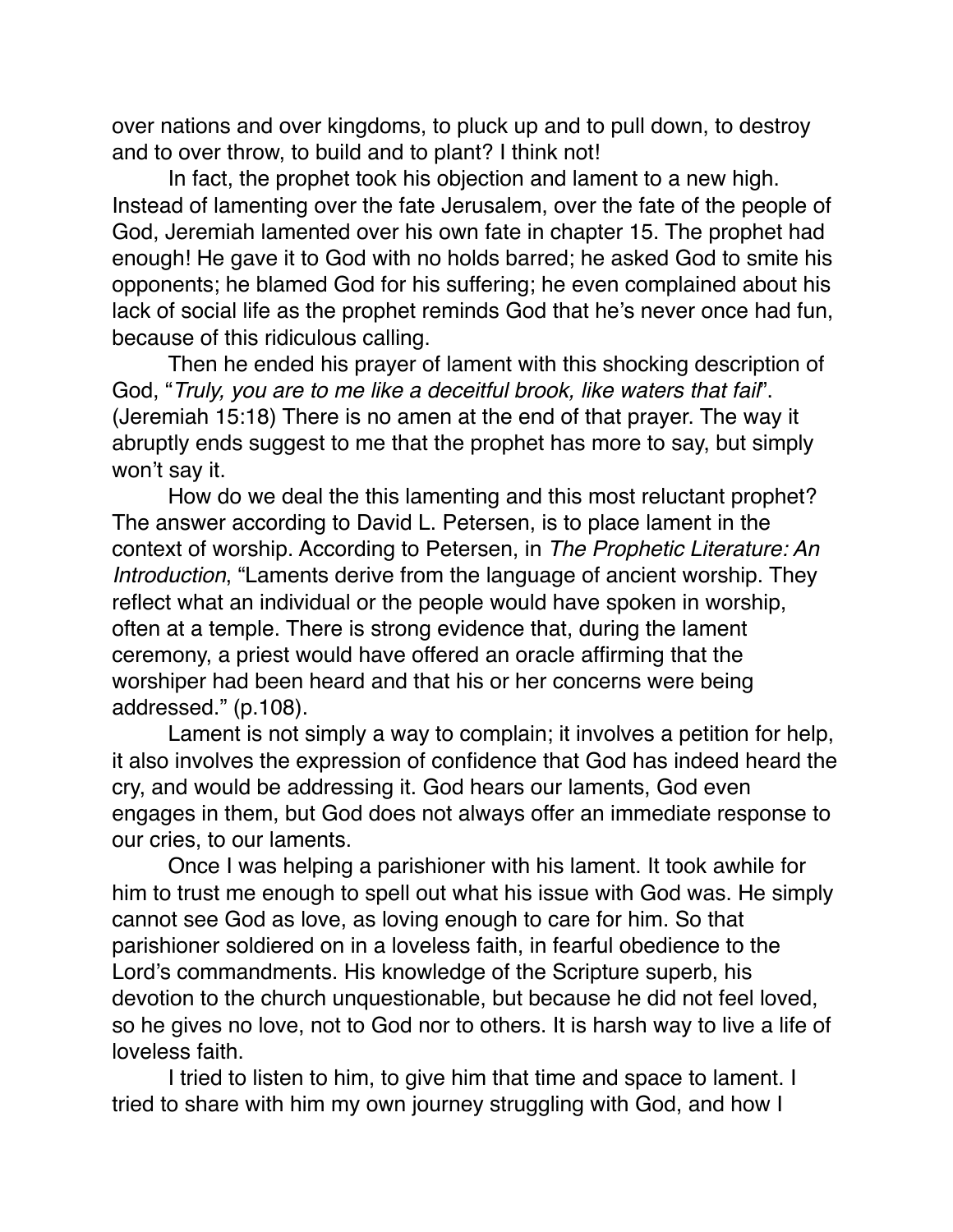over nations and over kingdoms, to pluck up and to pull down, to destroy and to over throw, to build and to plant? I think not!

In fact, the prophet took his objection and lament to a new high. Instead of lamenting over the fate Jerusalem, over the fate of the people of God, Jeremiah lamented over his own fate in chapter 15. The prophet had enough! He gave it to God with no holds barred; he asked God to smite his opponents; he blamed God for his suffering; he even complained about his lack of social life as the prophet reminds God that he's never once had fun, because of this ridiculous calling.

Then he ended his prayer of lament with this shocking description of God, "*Truly, you are to me like a deceitful brook, like waters that fail*". (Jeremiah 15:18) There is no amen at the end of that prayer. The way it abruptly ends suggest to me that the prophet has more to say, but simply won't say it.

How do we deal the this lamenting and this most reluctant prophet? The answer according to David L. Petersen, is to place lament in the context of worship. According to Petersen, in *The Prophetic Literature: An Introduction*, "Laments derive from the language of ancient worship. They reflect what an individual or the people would have spoken in worship, often at a temple. There is strong evidence that, during the lament ceremony, a priest would have offered an oracle affirming that the worshiper had been heard and that his or her concerns were being addressed." (p.108).

Lament is not simply a way to complain; it involves a petition for help, it also involves the expression of confidence that God has indeed heard the cry, and would be addressing it. God hears our laments, God even engages in them, but God does not always offer an immediate response to our cries, to our laments.

Once I was helping a parishioner with his lament. It took awhile for him to trust me enough to spell out what his issue with God was. He simply cannot see God as love, as loving enough to care for him. So that parishioner soldiered on in a loveless faith, in fearful obedience to the Lord's commandments. His knowledge of the Scripture superb, his devotion to the church unquestionable, but because he did not feel loved, so he gives no love, not to God nor to others. It is harsh way to live a life of loveless faith.

I tried to listen to him, to give him that time and space to lament. I tried to share with him my own journey struggling with God, and how I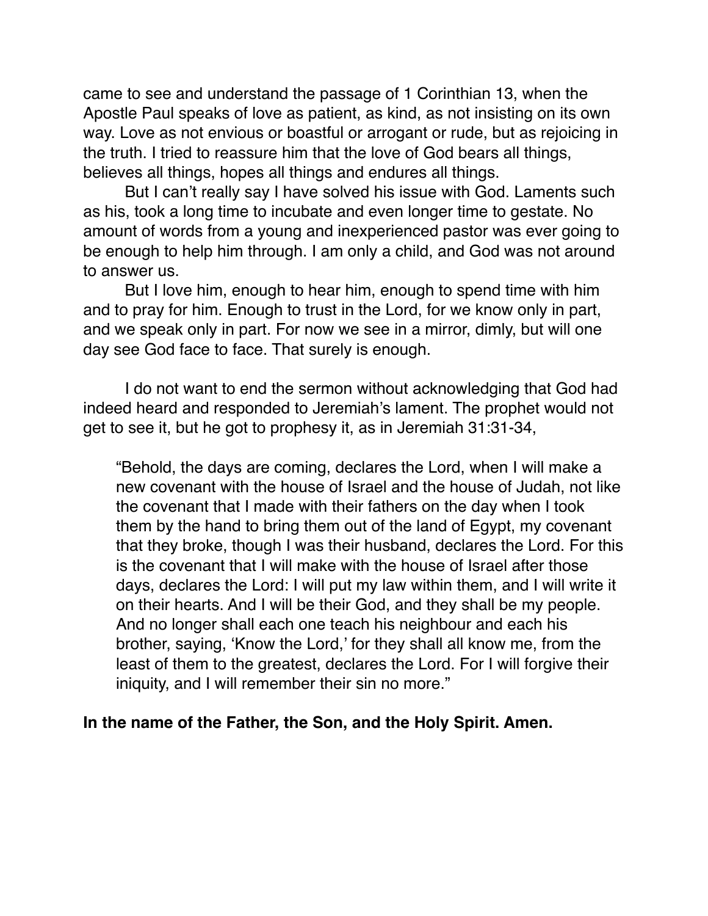came to see and understand the passage of 1 Corinthian 13, when the Apostle Paul speaks of love as patient, as kind, as not insisting on its own way. Love as not envious or boastful or arrogant or rude, but as rejoicing in the truth. I tried to reassure him that the love of God bears all things, believes all things, hopes all things and endures all things.

But I can't really say I have solved his issue with God. Laments such as his, took a long time to incubate and even longer time to gestate. No amount of words from a young and inexperienced pastor was ever going to be enough to help him through. I am only a child, and God was not around to answer us.

But I love him, enough to hear him, enough to spend time with him and to pray for him. Enough to trust in the Lord, for we know only in part, and we speak only in part. For now we see in a mirror, dimly, but will one day see God face to face. That surely is enough.

I do not want to end the sermon without acknowledging that God had indeed heard and responded to Jeremiah's lament. The prophet would not get to see it, but he got to prophesy it, as in Jeremiah 31:31-34,

> "Behold, the days are coming, declares the Lord, when I will make a new covenant with the house of Israel and the house of Judah, not like the covenant that I made with their fathers on the day when I took them by the hand to bring them out of the land of Egypt, my covenant that they broke, though I was their husband, declares the Lord. For this is the covenant that I will make with the house of Israel after those days, declares the Lord: I will put my law within them, and I will write it on their hearts. And I will be their God, and they shall be my people. And no longer shall each one teach his neighbour and each his brother, saying, 'Know the Lord,' for they shall all know me, from the least of them to the greatest, declares the Lord. For I will forgive their iniquity, and I will remember their sin no more."

**In the name of the Father, the Son, and the Holy Spirit. Amen.**